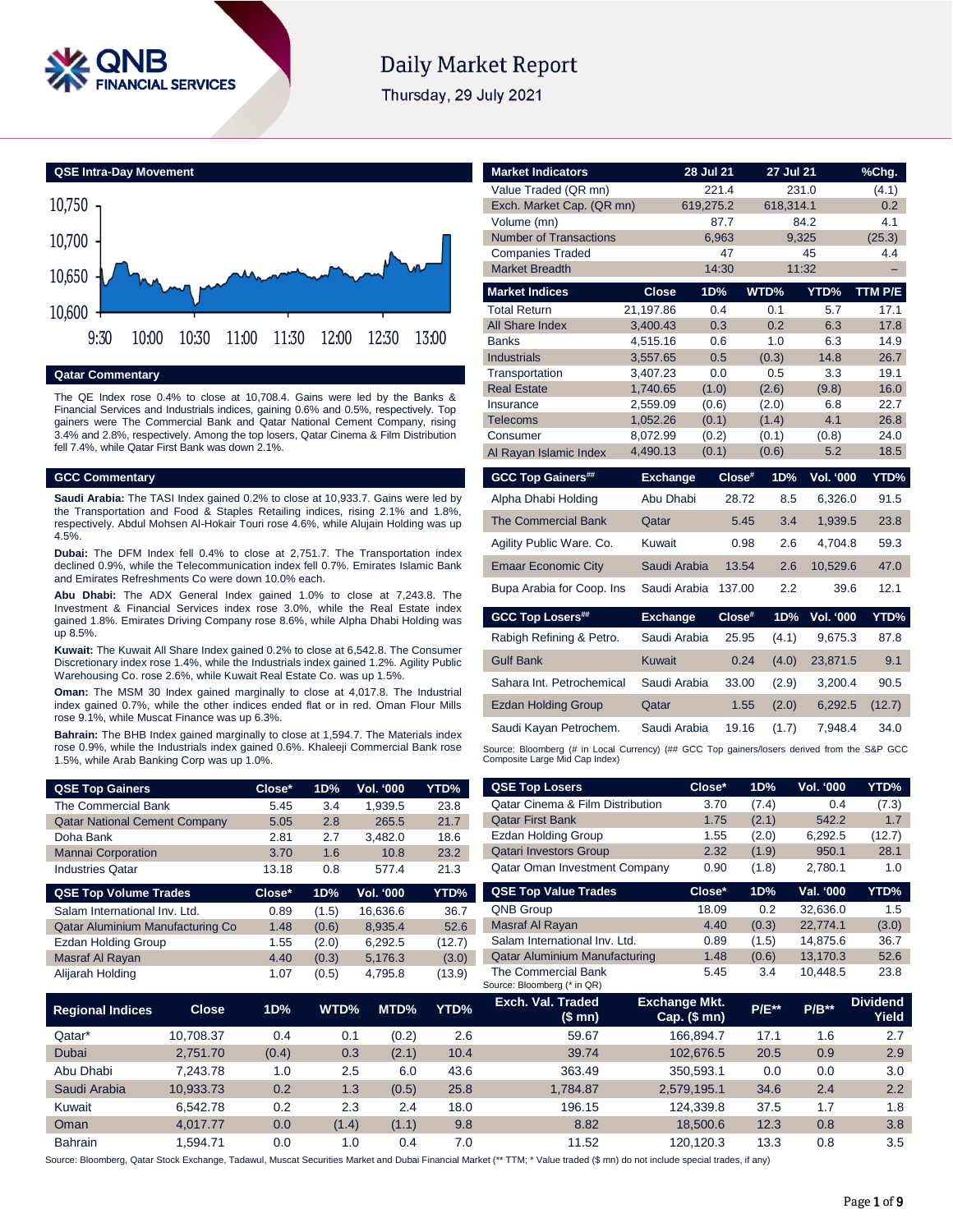# Daily Market Report

Thursday, 29 July 2021

## QSE Intra-Day Movement

## Qatar Commentary

The QE Index rose 0.4% to close at 10,708.4. Gains were led by the Banks & Financial Services and Industrials indices, gaining 0.6% and 0.5%, respectively. Top gainers were The Commercial Bank and Qatar National Cement Company, rising 3.4% and 2.8%, respectively. Among the top losers, Qatar Cinema & Film Distribution fell 7.4%, while Qatar First Bank was down 2.1%.

## GCC Commentary

**Saudi Arabia:** The TASI Index gained 0.2% to close at 10,933.7. Gains were led by the Transportation and Food & Staples Retailing indices, rising 2.1% and 1.8%, respectively. Abdul Mohsen Al-Hokair Touri rose 4.6%, while Alujain Holding was up 4.5%.

**Dubai:** The DFM Index fell 0.4% to close at 2,751.7. The Transportation index declined 0.9%, while the Telecommunication index fell 0.7%. Emirates Islamic Bank and Emirates Refreshments Co were down 10.0% each.

**Abu Dhabi:** The ADX General Index gained 1.0% to close at 7,243.8. The Investment & Financial Services index rose 3.0%, while the Real Estate index gained 1.8%. Emirates Driving Company rose 8.6%, while Alpha Dhabi Holding was up 8.5%.

**Kuwait:** The Kuwait All Share Index gained 0.2% to close at 6,542.8. The Consumer Discretionary index rose 1.4%, while the Industrials index gained 1.2%. Agility Public Warehousing Co. rose 2.6%, while Kuwait Real Estate Co. was up 1.5%.

**Oman:** The MSM 30 Index gained marginally to close at 4,017.8. The Industrial index gained 0.7%, while the other indices ended flat or in red. Oman Flour Mills rose 9.1%, while Muscat Finance was up 6.3%.

**Bahrain:** The BHB Index gained marginally to close at 1,594.7. The Materials index rose 0.9%, while the Industrials index gained 0.6%. Khaleeji Commercial Bank rose 1.5%, while Arab Banking Corp was up 1.0%.

| QSE Top Gainers | Close* | 1D% | Vol. '000 | YTD% |
|---|---|---|---|---|
| The Commercial Bank | 5.45 | 3.4 | 1,939.5 | 23.8 |
| Qatar National Cement Company | 5.05 | 2.8 | 265.5 | 21.7 |
| Doha Bank | 2.81 | 2.7 | 3,482.0 | 18.6 |
| Mannai Corporation | 3.70 | 1.6 | 10.8 | 23.2 |
| Industries Qatar | 13.18 | 0.8 | 577.4 | 21.3 |

| QSE Top Volume Trades | Close* | 1D% | Vol. '000 | YTD% |
|---|---|---|---|---|
| Salam International Inv. Ltd. | 0.89 | (1.5) | 16,636.6 | 36.7 |
| Qatar Aluminium Manufacturing Co | 1.48 | (0.6) | 8,935.4 | 52.6 |
| Ezdan Holding Group | 1.55 | (2.0) | 6,292.5 | (12.7) |
| Masraf Al Rayan | 4.40 | (0.3) | 5,176.3 | (3.0) |
| Alijarah Holding | 1.07 | (0.5) | 4,795.8 | (13.9) |

| Market Indicators | 28 Jul 21 | 27 Jul 21 | %Chg. |
|---|---|---|---|
| Value Traded (QR mn) | 221.4 | 231.0 | (4.1) |
| Exch. Market Cap. (QR mn) | 619,275.2 | 618,314.1 | 0.2 |
| Volume (mn) | 87.7 | 84.2 | 4.1 |
| Number of Transactions | 6,963 | 9,325 | (25.3) |
| Companies Traded | 47 | 45 | 4.4 |
| Market Breadth | 14:30 | 11:32 | – |

| Market Indices | Close | 1D% | WTD% | YTD% | TTM P/E |
|---|---|---|---|---|---|
| Total Return | 21,197.86 | 0.4 | 0.1 | 5.7 | 17.1 |
| All Share Index | 3,400.43 | 0.3 | 0.2 | 6.3 | 17.8 |
| Banks | 4,515.16 | 0.6 | 1.0 | 6.3 | 14.9 |
| Industrials | 3,557.65 | 0.5 | (0.3) | 14.8 | 26.7 |
| Transportation | 3,407.23 | 0.0 | 0.5 | 3.3 | 19.1 |
| Real Estate | 1,740.65 | (1.0) | (2.6) | (9.8) | 16.0 |
| Insurance | 2,559.09 | (0.6) | (2.0) | 6.8 | 22.7 |
| Telecoms | 1,052.26 | (0.1) | (1.4) | 4.1 | 26.8 |
| Consumer | 8,072.99 | (0.2) | (0.1) | (0.8) | 24.0 |
| Al Rayan Islamic Index | 4,490.13 | (0.1) | (0.6) | 5.2 | 18.5 |

| GCC Top Gainers## | Exchange | Close# | 1D% | Vol. '000 | YTD% |
|---|---|---|---|---|---|
| Alpha Dhabi Holding | Abu Dhabi | 28.72 | 8.5 | 6,326.0 | 91.5 |
| The Commercial Bank | Qatar | 5.45 | 3.4 | 1,939.5 | 23.8 |
| Agility Public Ware. Co. | Kuwait | 0.98 | 2.6 | 4,704.8 | 59.3 |
| Emaar Economic City | Saudi Arabia | 13.54 | 2.6 | 10,529.6 | 47.0 |
| Bupa Arabia for Coop. Ins | Saudi Arabia | 137.00 | 2.2 | 39.6 | 12.1 |

| GCC Top Losers## | Exchange | Close# | 1D% | Vol. '000 | YTD% |
|---|---|---|---|---|---|
| Rabigh Refining & Petro. | Saudi Arabia | 25.95 | (4.1) | 9,675.3 | 87.8 |
| Gulf Bank | Kuwait | 0.24 | (4.0) | 23,871.5 | 9.1 |
| Sahara Int. Petrochemical | Saudi Arabia | 33.00 | (2.9) | 3,200.4 | 90.5 |
| Ezdan Holding Group | Qatar | 1.55 | (2.0) | 6,292.5 | (12.7) |
| Saudi Kayan Petrochem. | Saudi Arabia | 19.16 | (1.7) | 7,948.4 | 34.0 |

Source: Bloomberg (# in Local Currency) (## GCC Top gainers/losers derived from the S&P GCC Composite Large Mid Cap Index)

| QSE Top Losers | Close* | 1D% | Vol. '000 | YTD% |
|---|---|---|---|---|
| Qatar Cinema & Film Distribution | 3.70 | (7.4) | 0.4 | (7.3) |
| Qatar First Bank | 1.75 | (2.1) | 542.2 | 1.7 |
| Ezdan Holding Group | 1.55 | (2.0) | 6,292.5 | (12.7) |
| Qatari Investors Group | 2.32 | (1.9) | 950.1 | 28.1 |
| Qatar Oman Investment Company | 0.90 | (1.8) | 2,780.1 | 1.0 |

| QSE Top Value Trades | Close* | 1D% | Val. '000 | YTD% |
|---|---|---|---|---|
| QNB Group | 18.09 | 0.2 | 32,636.0 | 1.5 |
| Masraf Al Rayan | 4.40 | (0.3) | 22,774.1 | (3.0) |
| Salam International Inv. Ltd. | 0.89 | (1.5) | 14,875.6 | 36.7 |
| Qatar Aluminium Manufacturing | 1.48 | (0.6) | 13,170.3 | 52.6 |
| The Commercial Bank | 5.45 | 3.4 | 10,448.5 | 23.8 |

Source: Bloomberg (* in QR)

| Regional Indices | Close | 1D% | WTD% | MTD% | YTD% | Exch. Val. Traded ($ mn) | Exchange Mkt. Cap. ($ mn) | P/E** | P/B** | Dividend Yield |
|---|---|---|---|---|---|---|---|---|---|---|
| Qatar* | 10,708.37 | 0.4 | 0.1 | (0.2) | 2.6 | 59.67 | 166,894.7 | 17.1 | 1.6 | 2.7 |
| Dubai | 2,751.70 | (0.4) | 0.3 | (2.1) | 10.4 | 39.74 | 102,676.5 | 20.5 | 0.9 | 2.9 |
| Abu Dhabi | 7,243.78 | 1.0 | 2.5 | 6.0 | 43.6 | 363.49 | 350,593.1 | 0.0 | 0.0 | 3.0 |
| Saudi Arabia | 10,933.73 | 0.2 | 1.3 | (0.5) | 25.8 | 1,784.87 | 2,579,195.1 | 34.6 | 2.4 | 2.2 |
| Kuwait | 6,542.78 | 0.2 | 0.2 | 2.4 | 18.0 | 196.15 | 124,339.8 | 37.5 | 1.7 | 1.8 |
| Oman | 4,017.77 | 0.0 | (1.4) | (1.1) | 9.8 | 8.82 | 18,500.6 | 12.3 | 0.8 | 3.8 |
| Bahrain | 1,594.71 | 0.0 | 1.0 | 0.4 | 7.0 | 11.52 | 120,120.3 | 13.3 | 0.8 | 3.5 |

Source: Bloomberg, Qatar Stock Exchange, Tadawul, Muscat Securities Market and Dubai Financial Market (** TTM; * Value traded ($ mn) do not include special trades, if any)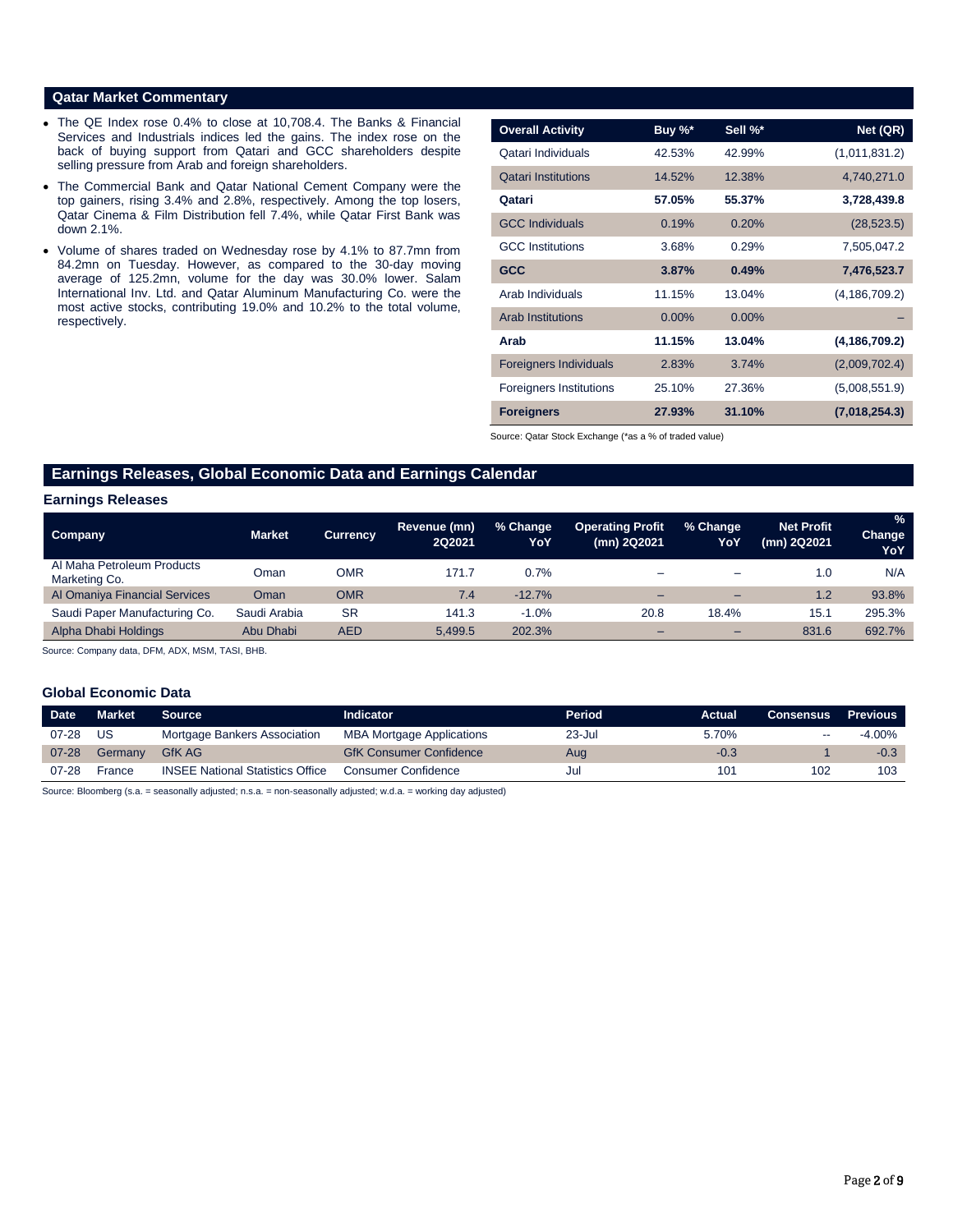## Qatar Market Commentary

- The QE Index rose 0.4% to close at 10,708.4. The Banks & Financial Services and Industrials indices led the gains. The index rose on the back of buying support from Qatari and GCC shareholders despite selling pressure from Arab and foreign shareholders.
- The Commercial Bank and Qatar National Cement Company were the top gainers, rising 3.4% and 2.8%, respectively. Among the top losers, Qatar Cinema & Film Distribution fell 7.4%, while Qatar First Bank was down 2.1%.
- Volume of shares traded on Wednesday rose by 4.1% to 87.7mn from 84.2mn on Tuesday. However, as compared to the 30-day moving average of 125.2mn, volume for the day was 30.0% lower. Salam International Inv. Ltd. and Qatar Aluminum Manufacturing Co. were the most active stocks, contributing 19.0% and 10.2% to the total volume, respectively.

| Overall Activity | Buy %* | Sell %* | Net (QR) |
|---|---|---|---|
| Qatari Individuals | 42.53% | 42.99% | (1,011,831.2) |
| Qatari Institutions | 14.52% | 12.38% | 4,740,271.0 |
| **Qatari** | **57.05%** | **55.37%** | **3,728,439.8** |
| GCC Individuals | 0.19% | 0.20% | (28,523.5) |
| GCC Institutions | 3.68% | 0.29% | 7,505,047.2 |
| **GCC** | **3.87%** | **0.49%** | **7,476,523.7** |
| Arab Individuals | 11.15% | 13.04% | (4,186,709.2) |
| Arab Institutions | 0.00% | 0.00% | – |
| **Arab** | **11.15%** | **13.04%** | **(4,186,709.2)** |
| Foreigners Individuals | 2.83% | 3.74% | (2,009,702.4) |
| Foreigners Institutions | 25.10% | 27.36% | (5,008,551.9) |
| **Foreigners** | **27.93%** | **31.10%** | **(7,018,254.3)** |

Source: Qatar Stock Exchange (*as a % of traded value)

## Earnings Releases, Global Economic Data and Earnings Calendar

### Earnings Releases

| Company | Market | Currency | Revenue (mn) 2Q2021 | % Change YoY | Operating Profit (mn) 2Q2021 | % Change YoY | Net Profit (mn) 2Q2021 | % Change YoY |
|---|---|---|---|---|---|---|---|---|
| Al Maha Petroleum Products Marketing Co. | Oman | OMR | 171.7 | 0.7% | – | – | 1.0 | N/A |
| Al Omaniya Financial Services | Oman | OMR | 7.4 | -12.7% | – | – | 1.2 | 93.8% |
| Saudi Paper Manufacturing Co. | Saudi Arabia | SR | 141.3 | -1.0% | 20.8 | 18.4% | 15.1 | 295.3% |
| Alpha Dhabi Holdings | Abu Dhabi | AED | 5,499.5 | 202.3% | – | – | 831.6 | 692.7% |

Source: Company data, DFM, ADX, MSM, TASI, BHB.

### Global Economic Data

| Date | Market | Source | Indicator | Period | Actual | Consensus | Previous |
|---|---|---|---|---|---|---|---|
| 07-28 | US | Mortgage Bankers Association | MBA Mortgage Applications | 23-Jul | 5.70% | -- | -4.00% |
| 07-28 | Germany | GfK AG | GfK Consumer Confidence | Aug | -0.3 | 1 | -0.3 |
| 07-28 | France | INSEE National Statistics Office | Consumer Confidence | Jul | 101 | 102 | 103 |

Source: Bloomberg (s.a. = seasonally adjusted; n.s.a. = non-seasonally adjusted; w.d.a. = working day adjusted)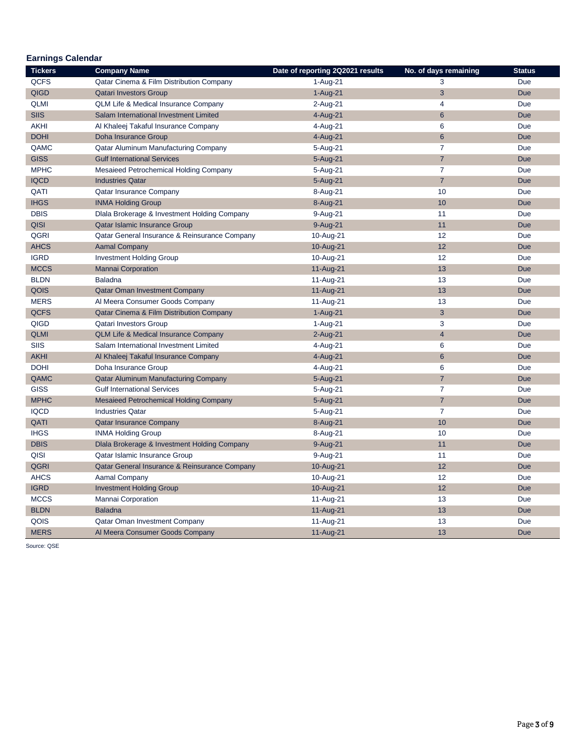### Earnings Calendar

| Tickers | Company Name | Date of reporting 2Q2021 results | No. of days remaining | Status |
|---|---|---|---|---|
| QCFS | Qatar Cinema & Film Distribution Company | 1-Aug-21 | 3 | Due |
| QIGD | Qatari Investors Group | 1-Aug-21 | 3 | Due |
| QLMI | QLM Life & Medical Insurance Company | 2-Aug-21 | 4 | Due |
| SIIS | Salam International Investment Limited | 4-Aug-21 | 6 | Due |
| AKHI | Al Khaleej Takaful Insurance Company | 4-Aug-21 | 6 | Due |
| DOHI | Doha Insurance Group | 4-Aug-21 | 6 | Due |
| QAMC | Qatar Aluminum Manufacturing Company | 5-Aug-21 | 7 | Due |
| GISS | Gulf International Services | 5-Aug-21 | 7 | Due |
| MPHC | Mesaieed Petrochemical Holding Company | 5-Aug-21 | 7 | Due |
| IQCD | Industries Qatar | 5-Aug-21 | 7 | Due |
| QATI | Qatar Insurance Company | 8-Aug-21 | 10 | Due |
| IHGS | INMA Holding Group | 8-Aug-21 | 10 | Due |
| DBIS | Dlala Brokerage & Investment Holding Company | 9-Aug-21 | 11 | Due |
| QISI | Qatar Islamic Insurance Group | 9-Aug-21 | 11 | Due |
| QGRI | Qatar General Insurance & Reinsurance Company | 10-Aug-21 | 12 | Due |
| AHCS | Aamal Company | 10-Aug-21 | 12 | Due |
| IGRD | Investment Holding Group | 10-Aug-21 | 12 | Due |
| MCCS | Mannai Corporation | 11-Aug-21 | 13 | Due |
| BLDN | Baladna | 11-Aug-21 | 13 | Due |
| QOIS | Qatar Oman Investment Company | 11-Aug-21 | 13 | Due |
| MERS | Al Meera Consumer Goods Company | 11-Aug-21 | 13 | Due |
| QCFS | Qatar Cinema & Film Distribution Company | 1-Aug-21 | 3 | Due |
| QIGD | Qatari Investors Group | 1-Aug-21 | 3 | Due |
| QLMI | QLM Life & Medical Insurance Company | 2-Aug-21 | 4 | Due |
| SIIS | Salam International Investment Limited | 4-Aug-21 | 6 | Due |
| AKHI | Al Khaleej Takaful Insurance Company | 4-Aug-21 | 6 | Due |
| DOHI | Doha Insurance Group | 4-Aug-21 | 6 | Due |
| QAMC | Qatar Aluminum Manufacturing Company | 5-Aug-21 | 7 | Due |
| GISS | Gulf International Services | 5-Aug-21 | 7 | Due |
| MPHC | Mesaieed Petrochemical Holding Company | 5-Aug-21 | 7 | Due |
| IQCD | Industries Qatar | 5-Aug-21 | 7 | Due |
| QATI | Qatar Insurance Company | 8-Aug-21 | 10 | Due |
| IHGS | INMA Holding Group | 8-Aug-21 | 10 | Due |
| DBIS | Dlala Brokerage & Investment Holding Company | 9-Aug-21 | 11 | Due |
| QISI | Qatar Islamic Insurance Group | 9-Aug-21 | 11 | Due |
| QGRI | Qatar General Insurance & Reinsurance Company | 10-Aug-21 | 12 | Due |
| AHCS | Aamal Company | 10-Aug-21 | 12 | Due |
| IGRD | Investment Holding Group | 10-Aug-21 | 12 | Due |
| MCCS | Mannai Corporation | 11-Aug-21 | 13 | Due |
| BLDN | Baladna | 11-Aug-21 | 13 | Due |
| QOIS | Qatar Oman Investment Company | 11-Aug-21 | 13 | Due |
| MERS | Al Meera Consumer Goods Company | 11-Aug-21 | 13 | Due |

Source: QSE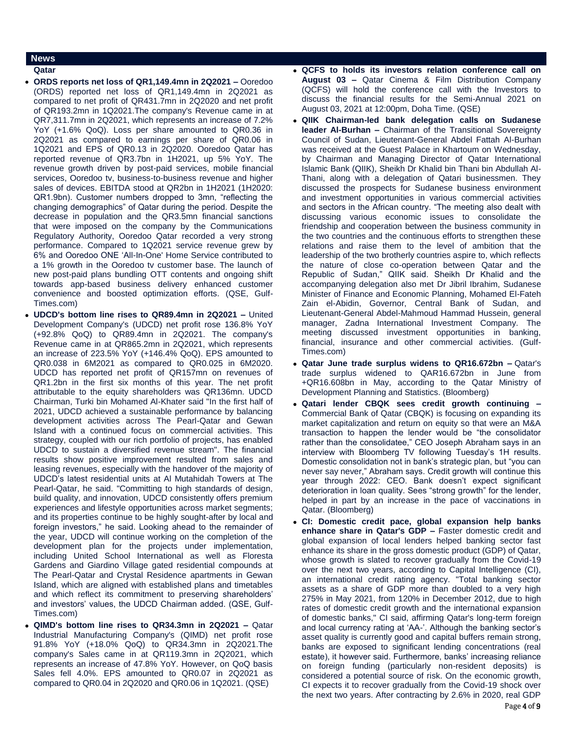## News

### Qatar

- **ORDS reports net loss of QR1,149.4mn in 2Q2021 –** Ooredoo (ORDS) reported net loss of QR1,149.4mn in 2Q2021 as compared to net profit of QR431.7mn in 2Q2020 and net profit of QR193.2mn in 1Q2021.The company's Revenue came in at QR7,311.7mn in 2Q2021, which represents an increase of 7.2% YoY (+1.6% QoQ). Loss per share amounted to QR0.36 in 2Q2021 as compared to earnings per share of QR0.06 in 1Q2021 and EPS of QR0.13 in 2Q2020. Ooredoo Qatar has reported revenue of QR3.7bn in 1H2021, up 5% YoY. The revenue growth driven by post-paid services, mobile financial services, Ooredoo tv, business-to-business revenue and higher sales of devices. EBITDA stood at QR2bn in 1H2021 (1H2020: QR1.9bn). Customer numbers dropped to 3mn, "reflecting the changing demographics" of Qatar during the period. Despite the decrease in population and the QR3.5mn financial sanctions that were imposed on the company by the Communications Regulatory Authority, Ooredoo Qatar recorded a very strong performance. Compared to 1Q2021 service revenue grew by 6% and Ooredoo ONE 'All-In-One' Home Service contributed to a 1% growth in the Ooredoo tv customer base. The launch of new post-paid plans bundling OTT contents and ongoing shift towards app-based business delivery enhanced customer convenience and boosted optimization efforts. (QSE, Gulf-Times.com)
- **UDCD's bottom line rises to QR89.4mn in 2Q2021 –** United Development Company's (UDCD) net profit rose 136.8% YoY (+92.8% QoQ) to QR89.4mn in 2Q2021. The company's Revenue came in at QR865.2mn in 2Q2021, which represents an increase of 223.5% YoY (+146.4% QoQ). EPS amounted to QR0.038 in 6M2021 as compared to QR0.025 in 6M2020. UDCD has reported net profit of QR157mn on revenues of QR1.2bn in the first six months of this year. The net profit attributable to the equity shareholders was QR136mn. UDCD Chairman, Turki bin Mohamed Al-Khater said "In the first half of 2021, UDCD achieved a sustainable performance by balancing development activities across The Pearl-Qatar and Gewan Island with a continued focus on commercial activities. This strategy, coupled with our rich portfolio of projects, has enabled UDCD to sustain a diversified revenue stream". The financial results show positive improvement resulted from sales and leasing revenues, especially with the handover of the majority of UDCD's latest residential units at Al Mutahidah Towers at The Pearl-Qatar, he said. "Committing to high standards of design, build quality, and innovation, UDCD consistently offers premium experiences and lifestyle opportunities across market segments; and its properties continue to be highly sought-after by local and foreign investors," he said. Looking ahead to the remainder of the year, UDCD will continue working on the completion of the development plan for the projects under implementation, including United School International as well as Floresta Gardens and Giardino Village gated residential compounds at The Pearl-Qatar and Crystal Residence apartments in Gewan Island, which are aligned with established plans and timetables and which reflect its commitment to preserving shareholders' and investors' values, the UDCD Chairman added. (QSE, Gulf-Times.com)
- **QIMD's bottom line rises to QR34.3mn in 2Q2021 –** Qatar Industrial Manufacturing Company's (QIMD) net profit rose 91.8% YoY (+18.0% QoQ) to QR34.3mn in 2Q2021.The company's Sales came in at QR119.3mn in 2Q2021, which represents an increase of 47.8% YoY. However, on QoQ basis Sales fell 4.0%. EPS amounted to QR0.07 in 2Q2021 as compared to QR0.04 in 2Q2020 and QR0.06 in 1Q2021. (QSE)
- **QCFS to holds its investors relation conference call on August 03 –** Qatar Cinema & Film Distribution Company (QCFS) will hold the conference call with the Investors to discuss the financial results for the Semi-Annual 2021 on August 03, 2021 at 12:00pm, Doha Time. (QSE)
- **QIIK Chairman-led bank delegation calls on Sudanese leader Al-Burhan –** Chairman of the Transitional Sovereignty Council of Sudan, Lieutenant-General Abdel Fattah Al-Burhan was received at the Guest Palace in Khartoum on Wednesday, by Chairman and Managing Director of Qatar International Islamic Bank (QIIK), Sheikh Dr Khalid bin Thani bin Abdullah Al-Thani, along with a delegation of Qatari businessmen. They discussed the prospects for Sudanese business environment and investment opportunities in various commercial activities and sectors in the African country. "The meeting also dealt with discussing various economic issues to consolidate the friendship and cooperation between the business community in the two countries and the continuous efforts to strengthen these relations and raise them to the level of ambition that the leadership of the two brotherly countries aspire to, which reflects the nature of close co-operation between Qatar and the Republic of Sudan," QIIK said. Sheikh Dr Khalid and the accompanying delegation also met Dr Jibril Ibrahim, Sudanese Minister of Finance and Economic Planning, Mohamed El-Fateh Zain el-Abidin, Governor, Central Bank of Sudan, and Lieutenant-General Abdel-Mahmoud Hammad Hussein, general manager, Zadna International Investment Company. The meeting discussed investment opportunities in banking, financial, insurance and other commercial activities. (Gulf-Times.com)
- **Qatar June trade surplus widens to QR16.672bn –** Qatar's trade surplus widened to QAR16.672bn in June from +QR16.608bn in May, according to the Qatar Ministry of Development Planning and Statistics. (Bloomberg)
- **Qatari lender CBQK sees credit growth continuing –** Commercial Bank of Qatar (CBQK) is focusing on expanding its market capitalization and return on equity so that were an M&A transaction to happen the lender would be "the consolidator rather than the consolidatee," CEO Joseph Abraham says in an interview with Bloomberg TV following Tuesday's 1H results. Domestic consolidation not in bank's strategic plan, but "you can never say never," Abraham says. Credit growth will continue this year through 2022: CEO. Bank doesn't expect significant deterioration in loan quality. Sees "strong growth" for the lender, helped in part by an increase in the pace of vaccinations in Qatar. (Bloomberg)
- **CI: Domestic credit pace, global expansion help banks enhance share in Qatar's GDP –** Faster domestic credit and global expansion of local lenders helped banking sector fast enhance its share in the gross domestic product (GDP) of Qatar, whose growth is slated to recover gradually from the Covid-19 over the next two years, according to Capital Intelligence (CI), an international credit rating agency. "Total banking sector assets as a share of GDP more than doubled to a very high 275% in May 2021, from 120% in December 2012, due to high rates of domestic credit growth and the international expansion of domestic banks," CI said, affirming Qatar's long-term foreign and local currency rating at 'AA-'. Although the banking sector's asset quality is currently good and capital buffers remain strong, banks are exposed to significant lending concentrations (real estate), it however said. Furthermore, banks' increasing reliance on foreign funding (particularly non-resident deposits) is considered a potential source of risk. On the economic growth, CI expects it to recover gradually from the Covid-19 shock over the next two years. After contracting by 2.6% in 2020, real GDP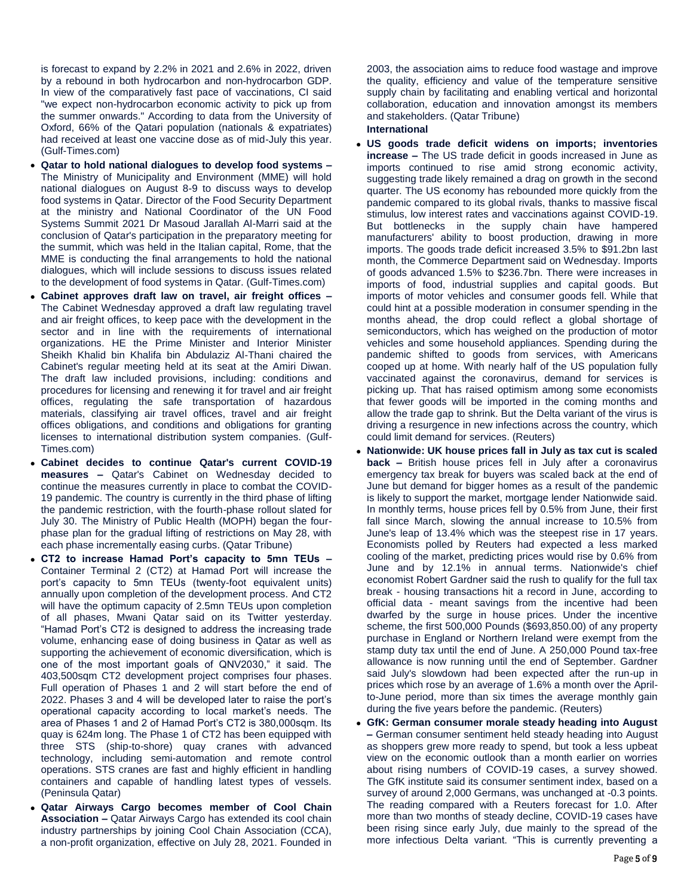is forecast to expand by 2.2% in 2021 and 2.6% in 2022, driven by a rebound in both hydrocarbon and non-hydrocarbon GDP. In view of the comparatively fast pace of vaccinations, CI said "we expect non-hydrocarbon economic activity to pick up from the summer onwards." According to data from the University of Oxford, 66% of the Qatari population (nationals & expatriates) had received at least one vaccine dose as of mid-July this year. (Gulf-Times.com)

- **Qatar to hold national dialogues to develop food systems –** The Ministry of Municipality and Environment (MME) will hold national dialogues on August 8-9 to discuss ways to develop food systems in Qatar. Director of the Food Security Department at the ministry and National Coordinator of the UN Food Systems Summit 2021 Dr Masoud Jarallah Al-Marri said at the conclusion of Qatar's participation in the preparatory meeting for the summit, which was held in the Italian capital, Rome, that the MME is conducting the final arrangements to hold the national dialogues, which will include sessions to discuss issues related to the development of food systems in Qatar. (Gulf-Times.com)
- **Cabinet approves draft law on travel, air freight offices –** The Cabinet Wednesday approved a draft law regulating travel and air freight offices, to keep pace with the development in the sector and in line with the requirements of international organizations. HE the Prime Minister and Interior Minister Sheikh Khalid bin Khalifa bin Abdulaziz Al-Thani chaired the Cabinet's regular meeting held at its seat at the Amiri Diwan. The draft law included provisions, including: conditions and procedures for licensing and renewing it for travel and air freight offices, regulating the safe transportation of hazardous materials, classifying air travel offices, travel and air freight offices obligations, and conditions and obligations for granting licenses to international distribution system companies. (Gulf-Times.com)
- **Cabinet decides to continue Qatar's current COVID-19 measures –** Qatar's Cabinet on Wednesday decided to continue the measures currently in place to combat the COVID-19 pandemic. The country is currently in the third phase of lifting the pandemic restriction, with the fourth-phase rollout slated for July 30. The Ministry of Public Health (MOPH) began the four-phase plan for the gradual lifting of restrictions on May 28, with each phase incrementally easing curbs. (Qatar Tribune)
- **CT2 to increase Hamad Port's capacity to 5mn TEUs –** Container Terminal 2 (CT2) at Hamad Port will increase the port's capacity to 5mn TEUs (twenty-foot equivalent units) annually upon completion of the development process. And CT2 will have the optimum capacity of 2.5mn TEUs upon completion of all phases, Mwani Qatar said on its Twitter yesterday. "Hamad Port's CT2 is designed to address the increasing trade volume, enhancing ease of doing business in Qatar as well as supporting the achievement of economic diversification, which is one of the most important goals of QNV2030," it said. The 403,500sqm CT2 development project comprises four phases. Full operation of Phases 1 and 2 will start before the end of 2022. Phases 3 and 4 will be developed later to raise the port's operational capacity according to local market's needs. The area of Phases 1 and 2 of Hamad Port's CT2 is 380,000sqm. Its quay is 624m long. The Phase 1 of CT2 has been equipped with three STS (ship-to-shore) quay cranes with advanced technology, including semi-automation and remote control operations. STS cranes are fast and highly efficient in handling containers and capable of handling latest types of vessels. (Peninsula Qatar)
- **Qatar Airways Cargo becomes member of Cool Chain Association –** Qatar Airways Cargo has extended its cool chain industry partnerships by joining Cool Chain Association (CCA), a non-profit organization, effective on July 28, 2021. Founded in 2003, the association aims to reduce food wastage and improve the quality, efficiency and value of the temperature sensitive supply chain by facilitating and enabling vertical and horizontal collaboration, education and innovation amongst its members and stakeholders. (Qatar Tribune)

**International**

- **US goods trade deficit widens on imports; inventories increase –** The US trade deficit in goods increased in June as imports continued to rise amid strong economic activity, suggesting trade likely remained a drag on growth in the second quarter. The US economy has rebounded more quickly from the pandemic compared to its global rivals, thanks to massive fiscal stimulus, low interest rates and vaccinations against COVID-19. But bottlenecks in the supply chain have hampered manufacturers' ability to boost production, drawing in more imports. The goods trade deficit increased 3.5% to $91.2bn last month, the Commerce Department said on Wednesday. Imports of goods advanced 1.5% to $236.7bn. There were increases in imports of food, industrial supplies and capital goods. But imports of motor vehicles and consumer goods fell. While that could hint at a possible moderation in consumer spending in the months ahead, the drop could reflect a global shortage of semiconductors, which has weighed on the production of motor vehicles and some household appliances. Spending during the pandemic shifted to goods from services, with Americans cooped up at home. With nearly half of the US population fully vaccinated against the coronavirus, demand for services is picking up. That has raised optimism among some economists that fewer goods will be imported in the coming months and allow the trade gap to shrink. But the Delta variant of the virus is driving a resurgence in new infections across the country, which could limit demand for services. (Reuters)
- **Nationwide: UK house prices fall in July as tax cut is scaled back –** British house prices fell in July after a coronavirus emergency tax break for buyers was scaled back at the end of June but demand for bigger homes as a result of the pandemic is likely to support the market, mortgage lender Nationwide said. In monthly terms, house prices fell by 0.5% from June, their first fall since March, slowing the annual increase to 10.5% from June's leap of 13.4% which was the steepest rise in 17 years. Economists polled by Reuters had expected a less marked cooling of the market, predicting prices would rise by 0.6% from June and by 12.1% in annual terms. Nationwide's chief economist Robert Gardner said the rush to qualify for the full tax break - housing transactions hit a record in June, according to official data - meant savings from the incentive had been dwarfed by the surge in house prices. Under the incentive scheme, the first 500,000 Pounds ($693,850.00) of any property purchase in England or Northern Ireland were exempt from the stamp duty tax until the end of June. A 250,000 Pound tax-free allowance is now running until the end of September. Gardner said July's slowdown had been expected after the run-up in prices which rose by an average of 1.6% a month over the April-to-June period, more than six times the average monthly gain during the five years before the pandemic. (Reuters)
- **GfK: German consumer morale steady heading into August –** German consumer sentiment held steady heading into August as shoppers grew more ready to spend, but took a less upbeat view on the economic outlook than a month earlier on worries about rising numbers of COVID-19 cases, a survey showed. The GfK institute said its consumer sentiment index, based on a survey of around 2,000 Germans, was unchanged at -0.3 points. The reading compared with a Reuters forecast for 1.0. After more than two months of steady decline, COVID-19 cases have been rising since early July, due mainly to the spread of the more infectious Delta variant. "This is currently preventing a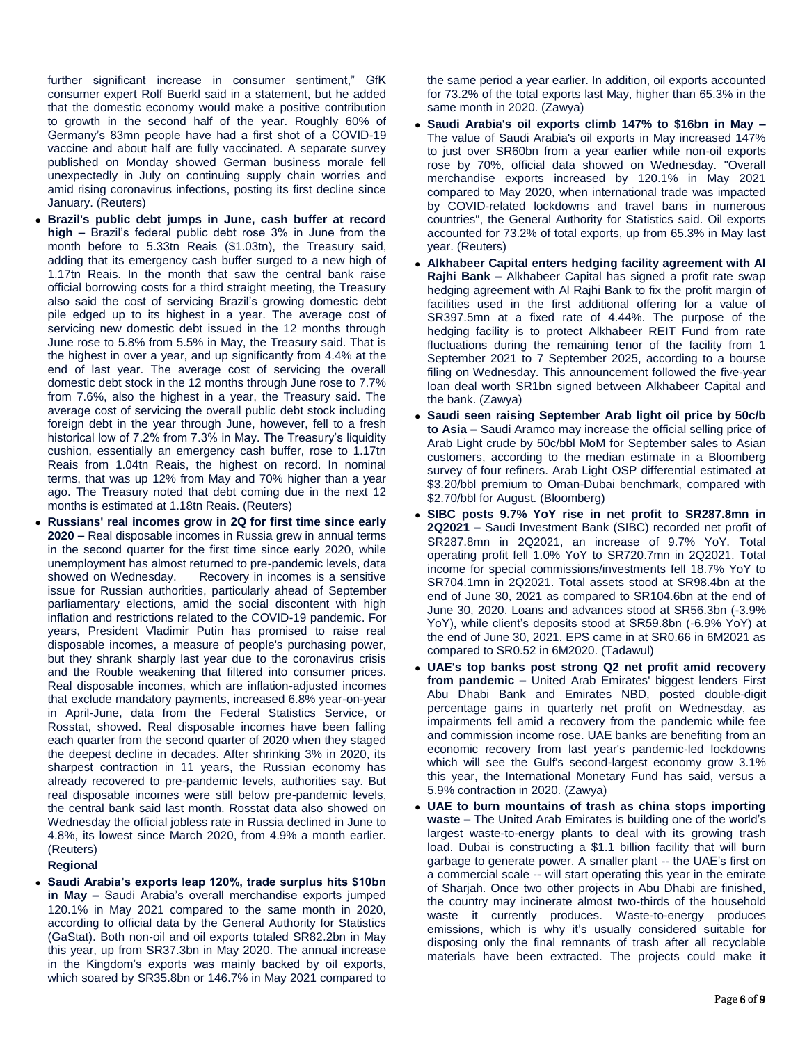further significant increase in consumer sentiment," GfK consumer expert Rolf Buerkl said in a statement, but he added that the domestic economy would make a positive contribution to growth in the second half of the year. Roughly 60% of Germany's 83mn people have had a first shot of a COVID-19 vaccine and about half are fully vaccinated. A separate survey published on Monday showed German business morale fell unexpectedly in July on continuing supply chain worries and amid rising coronavirus infections, posting its first decline since January. (Reuters)

- **Brazil's public debt jumps in June, cash buffer at record high –** Brazil's federal public debt rose 3% in June from the month before to 5.33tn Reais ($1.03tn), the Treasury said, adding that its emergency cash buffer surged to a new high of 1.17tn Reais. In the month that saw the central bank raise official borrowing costs for a third straight meeting, the Treasury also said the cost of servicing Brazil's growing domestic debt pile edged up to its highest in a year. The average cost of servicing new domestic debt issued in the 12 months through June rose to 5.8% from 5.5% in May, the Treasury said. That is the highest in over a year, and up significantly from 4.4% at the end of last year. The average cost of servicing the overall domestic debt stock in the 12 months through June rose to 7.7% from 7.6%, also the highest in a year, the Treasury said. The average cost of servicing the overall public debt stock including foreign debt in the year through June, however, fell to a fresh historical low of 7.2% from 7.3% in May. The Treasury's liquidity cushion, essentially an emergency cash buffer, rose to 1.17tn Reais from 1.04tn Reais, the highest on record. In nominal terms, that was up 12% from May and 70% higher than a year ago. The Treasury noted that debt coming due in the next 12 months is estimated at 1.18tn Reais. (Reuters)
- **Russians' real incomes grow in 2Q for first time since early 2020 –** Real disposable incomes in Russia grew in annual terms in the second quarter for the first time since early 2020, while unemployment has almost returned to pre-pandemic levels, data showed on Wednesday. Recovery in incomes is a sensitive issue for Russian authorities, particularly ahead of September parliamentary elections, amid the social discontent with high inflation and restrictions related to the COVID-19 pandemic. For years, President Vladimir Putin has promised to raise real disposable incomes, a measure of people's purchasing power, but they shrank sharply last year due to the coronavirus crisis and the Rouble weakening that filtered into consumer prices. Real disposable incomes, which are inflation-adjusted incomes that exclude mandatory payments, increased 6.8% year-on-year in April-June, data from the Federal Statistics Service, or Rosstat, showed. Real disposable incomes have been falling each quarter from the second quarter of 2020 when they staged the deepest decline in decades. After shrinking 3% in 2020, its sharpest contraction in 11 years, the Russian economy has already recovered to pre-pandemic levels, authorities say. But real disposable incomes were still below pre-pandemic levels, the central bank said last month. Rosstat data also showed on Wednesday the official jobless rate in Russia declined in June to 4.8%, its lowest since March 2020, from 4.9% a month earlier. (Reuters)

**Regional**

- **Saudi Arabia's exports leap 120%, trade surplus hits $10bn in May –** Saudi Arabia's overall merchandise exports jumped 120.1% in May 2021 compared to the same month in 2020, according to official data by the General Authority for Statistics (GaStat). Both non-oil and oil exports totaled SR82.2bn in May this year, up from SR37.3bn in May 2020. The annual increase in the Kingdom's exports was mainly backed by oil exports, which soared by SR35.8bn or 146.7% in May 2021 compared to the same period a year earlier. In addition, oil exports accounted for 73.2% of the total exports last May, higher than 65.3% in the same month in 2020. (Zawya)
- **Saudi Arabia's oil exports climb 147% to $16bn in May –** The value of Saudi Arabia's oil exports in May increased 147% to just over SR60bn from a year earlier while non-oil exports rose by 70%, official data showed on Wednesday. "Overall merchandise exports increased by 120.1% in May 2021 compared to May 2020, when international trade was impacted by COVID-related lockdowns and travel bans in numerous countries", the General Authority for Statistics said. Oil exports accounted for 73.2% of total exports, up from 65.3% in May last year. (Reuters)
- **Alkhabeer Capital enters hedging facility agreement with Al Rajhi Bank –** Alkhabeer Capital has signed a profit rate swap hedging agreement with Al Rajhi Bank to fix the profit margin of facilities used in the first additional offering for a value of SR397.5mn at a fixed rate of 4.44%. The purpose of the hedging facility is to protect Alkhabeer REIT Fund from rate fluctuations during the remaining tenor of the facility from 1 September 2021 to 7 September 2025, according to a bourse filing on Wednesday. This announcement followed the five-year loan deal worth SR1bn signed between Alkhabeer Capital and the bank. (Zawya)
- **Saudi seen raising September Arab light oil price by 50c/b to Asia –** Saudi Aramco may increase the official selling price of Arab Light crude by 50c/bbl MoM for September sales to Asian customers, according to the median estimate in a Bloomberg survey of four refiners. Arab Light OSP differential estimated at $3.20/bbl premium to Oman-Dubai benchmark, compared with $2.70/bbl for August. (Bloomberg)
- **SIBC posts 9.7% YoY rise in net profit to SR287.8mn in 2Q2021 –** Saudi Investment Bank (SIBC) recorded net profit of SR287.8mn in 2Q2021, an increase of 9.7% YoY. Total operating profit fell 1.0% YoY to SR720.7mn in 2Q2021. Total income for special commissions/investments fell 18.7% YoY to SR704.1mn in 2Q2021. Total assets stood at SR98.4bn at the end of June 30, 2021 as compared to SR104.6bn at the end of June 30, 2020. Loans and advances stood at SR56.3bn (-3.9% YoY), while client's deposits stood at SR59.8bn (-6.9% YoY) at the end of June 30, 2021. EPS came in at SR0.66 in 6M2021 as compared to SR0.52 in 6M2020. (Tadawul)
- **UAE's top banks post strong Q2 net profit amid recovery from pandemic –** United Arab Emirates' biggest lenders First Abu Dhabi Bank and Emirates NBD, posted double-digit percentage gains in quarterly net profit on Wednesday, as impairments fell amid a recovery from the pandemic while fee and commission income rose. UAE banks are benefiting from an economic recovery from last year's pandemic-led lockdowns which will see the Gulf's second-largest economy grow 3.1% this year, the International Monetary Fund has said, versus a 5.9% contraction in 2020. (Zawya)
- **UAE to burn mountains of trash as china stops importing waste –** The United Arab Emirates is building one of the world's largest waste-to-energy plants to deal with its growing trash load. Dubai is constructing a $1.1 billion facility that will burn garbage to generate power. A smaller plant -- the UAE's first on a commercial scale -- will start operating this year in the emirate of Sharjah. Once two other projects in Abu Dhabi are finished, the country may incinerate almost two-thirds of the household waste it currently produces. Waste-to-energy produces emissions, which is why it's usually considered suitable for disposing only the final remnants of trash after all recyclable materials have been extracted. The projects could make it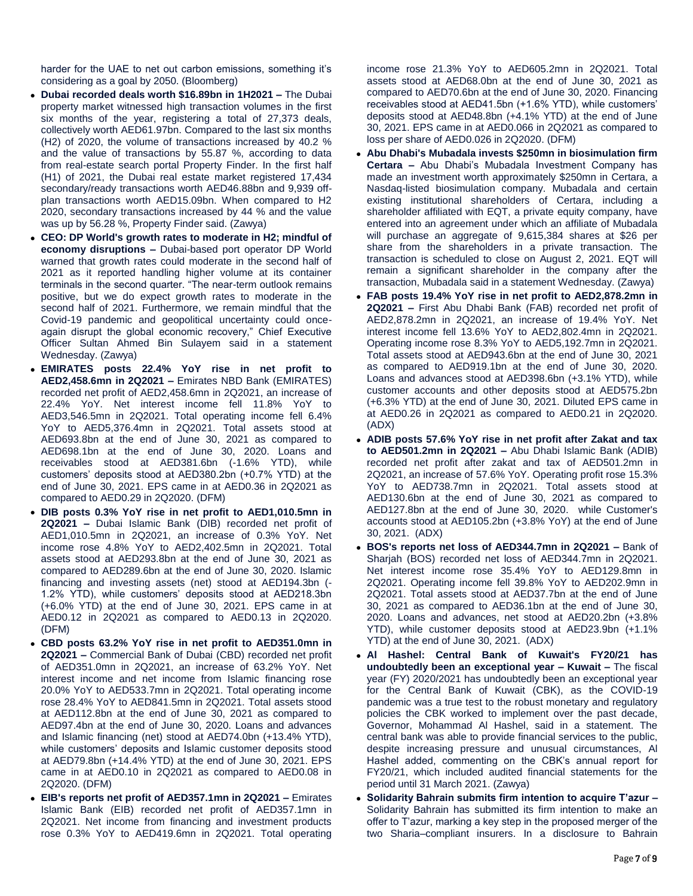harder for the UAE to net out carbon emissions, something it's considering as a goal by 2050. (Bloomberg)

- **Dubai recorded deals worth $16.89bn in 1H2021 –** The Dubai property market witnessed high transaction volumes in the first six months of the year, registering a total of 27,373 deals, collectively worth AED61.97bn. Compared to the last six months (H2) of 2020, the volume of transactions increased by 40.2 % and the value of transactions by 55.87 %, according to data from real-estate search portal Property Finder. In the first half (H1) of 2021, the Dubai real estate market registered 17,434 secondary/ready transactions worth AED46.88bn and 9,939 off-plan transactions worth AED15.09bn. When compared to H2 2020, secondary transactions increased by 44 % and the value was up by 56.28 %, Property Finder said. (Zawya)
- **CEO: DP World's growth rates to moderate in H2; mindful of economy disruptions –** Dubai-based port operator DP World warned that growth rates could moderate in the second half of 2021 as it reported handling higher volume at its container terminals in the second quarter. "The near-term outlook remains positive, but we do expect growth rates to moderate in the second half of 2021. Furthermore, we remain mindful that the Covid-19 pandemic and geopolitical uncertainty could once-again disrupt the global economic recovery," Chief Executive Officer Sultan Ahmed Bin Sulayem said in a statement Wednesday. (Zawya)
- **EMIRATES posts 22.4% YoY rise in net profit to AED2,458.6mn in 2Q2021 –** Emirates NBD Bank (EMIRATES) recorded net profit of AED2,458.6mn in 2Q2021, an increase of 22.4% YoY. Net interest income fell 11.8% YoY to AED3,546.5mn in 2Q2021. Total operating income fell 6.4% YoY to AED5,376.4mn in 2Q2021. Total assets stood at AED693.8bn at the end of June 30, 2021 as compared to AED698.1bn at the end of June 30, 2020. Loans and receivables stood at AED381.6bn (-1.6% YTD), while customers' deposits stood at AED380.2bn (+0.7% YTD) at the end of June 30, 2021. EPS came in at AED0.36 in 2Q2021 as compared to AED0.29 in 2Q2020. (DFM)
- **DIB posts 0.3% YoY rise in net profit to AED1,010.5mn in 2Q2021 –** Dubai Islamic Bank (DIB) recorded net profit of AED1,010.5mn in 2Q2021, an increase of 0.3% YoY. Net income rose 4.8% YoY to AED2,402.5mn in 2Q2021. Total assets stood at AED293.8bn at the end of June 30, 2021 as compared to AED289.6bn at the end of June 30, 2020. Islamic financing and investing assets (net) stood at AED194.3bn (-1.2% YTD), while customers' deposits stood at AED218.3bn (+6.0% YTD) at the end of June 30, 2021. EPS came in at AED0.12 in 2Q2021 as compared to AED0.13 in 2Q2020. (DFM)
- **CBD posts 63.2% YoY rise in net profit to AED351.0mn in 2Q2021 –** Commercial Bank of Dubai (CBD) recorded net profit of AED351.0mn in 2Q2021, an increase of 63.2% YoY. Net interest income and net income from Islamic financing rose 20.0% YoY to AED533.7mn in 2Q2021. Total operating income rose 28.4% YoY to AED841.5mn in 2Q2021. Total assets stood at AED112.8bn at the end of June 30, 2021 as compared to AED97.4bn at the end of June 30, 2020. Loans and advances and Islamic financing (net) stood at AED74.0bn (+13.4% YTD), while customers' deposits and Islamic customer deposits stood at AED79.8bn (+14.4% YTD) at the end of June 30, 2021. EPS came in at AED0.10 in 2Q2021 as compared to AED0.08 in 2Q2020. (DFM)
- **EIB's reports net profit of AED357.1mn in 2Q2021 –** Emirates Islamic Bank (EIB) recorded net profit of AED357.1mn in 2Q2021. Net income from financing and investment products rose 0.3% YoY to AED419.6mn in 2Q2021. Total operating income rose 21.3% YoY to AED605.2mn in 2Q2021. Total assets stood at AED68.0bn at the end of June 30, 2021 as compared to AED70.6bn at the end of June 30, 2020. Financing receivables stood at AED41.5bn (+1.6% YTD), while customers' deposits stood at AED48.8bn (+4.1% YTD) at the end of June 30, 2021. EPS came in at AED0.066 in 2Q2021 as compared to loss per share of AED0.026 in 2Q2020. (DFM)
- **Abu Dhabi's Mubadala invests $250mn in biosimulation firm Certara –** Abu Dhabi's Mubadala Investment Company has made an investment worth approximately $250mn in Certara, a Nasdaq-listed biosimulation company. Mubadala and certain existing institutional shareholders of Certara, including a shareholder affiliated with EQT, a private equity company, have entered into an agreement under which an affiliate of Mubadala will purchase an aggregate of 9,615,384 shares at $26 per share from the shareholders in a private transaction. The transaction is scheduled to close on August 2, 2021. EQT will remain a significant shareholder in the company after the transaction, Mubadala said in a statement Wednesday. (Zawya)
- **FAB posts 19.4% YoY rise in net profit to AED2,878.2mn in 2Q2021 –** First Abu Dhabi Bank (FAB) recorded net profit of AED2,878.2mn in 2Q2021, an increase of 19.4% YoY. Net interest income fell 13.6% YoY to AED2,802.4mn in 2Q2021. Operating income rose 8.3% YoY to AED5,192.7mn in 2Q2021. Total assets stood at AED943.6bn at the end of June 30, 2021 as compared to AED919.1bn at the end of June 30, 2020. Loans and advances stood at AED398.6bn (+3.1% YTD), while customer accounts and other deposits stood at AED575.2bn (+6.3% YTD) at the end of June 30, 2021. Diluted EPS came in at AED0.26 in 2Q2021 as compared to AED0.21 in 2Q2020. (ADX)
- **ADIB posts 57.6% YoY rise in net profit after Zakat and tax to AED501.2mn in 2Q2021 –** Abu Dhabi Islamic Bank (ADIB) recorded net profit after zakat and tax of AED501.2mn in 2Q2021, an increase of 57.6% YoY. Operating profit rose 15.3% YoY to AED738.7mn in 2Q2021. Total assets stood at AED130.6bn at the end of June 30, 2021 as compared to AED127.8bn at the end of June 30, 2020. while Customer's accounts stood at AED105.2bn (+3.8% YoY) at the end of June 30, 2021. (ADX)
- **BOS's reports net loss of AED344.7mn in 2Q2021 –** Bank of Sharjah (BOS) recorded net loss of AED344.7mn in 2Q2021. Net interest income rose 35.4% YoY to AED129.8mn in 2Q2021. Operating income fell 39.8% YoY to AED202.9mn in 2Q2021. Total assets stood at AED37.7bn at the end of June 30, 2021 as compared to AED36.1bn at the end of June 30, 2020. Loans and advances, net stood at AED20.2bn (+3.8% YTD), while customer deposits stood at AED23.9bn (+1.1% YTD) at the end of June 30, 2021. (ADX)
- **Al Hashel: Central Bank of Kuwait's FY20/21 has undoubtedly been an exceptional year – Kuwait –** The fiscal year (FY) 2020/2021 has undoubtedly been an exceptional year for the Central Bank of Kuwait (CBK), as the COVID-19 pandemic was a true test to the robust monetary and regulatory policies the CBK worked to implement over the past decade, Governor, Mohammad Al Hashel, said in a statement. The central bank was able to provide financial services to the public, despite increasing pressure and unusual circumstances, Al Hashel added, commenting on the CBK's annual report for FY20/21, which included audited financial statements for the period until 31 March 2021. (Zawya)
- **Solidarity Bahrain submits firm intention to acquire T'azur –** Solidarity Bahrain has submitted its firm intention to make an offer to T'azur, marking a key step in the proposed merger of the two Sharia–compliant insurers. In a disclosure to Bahrain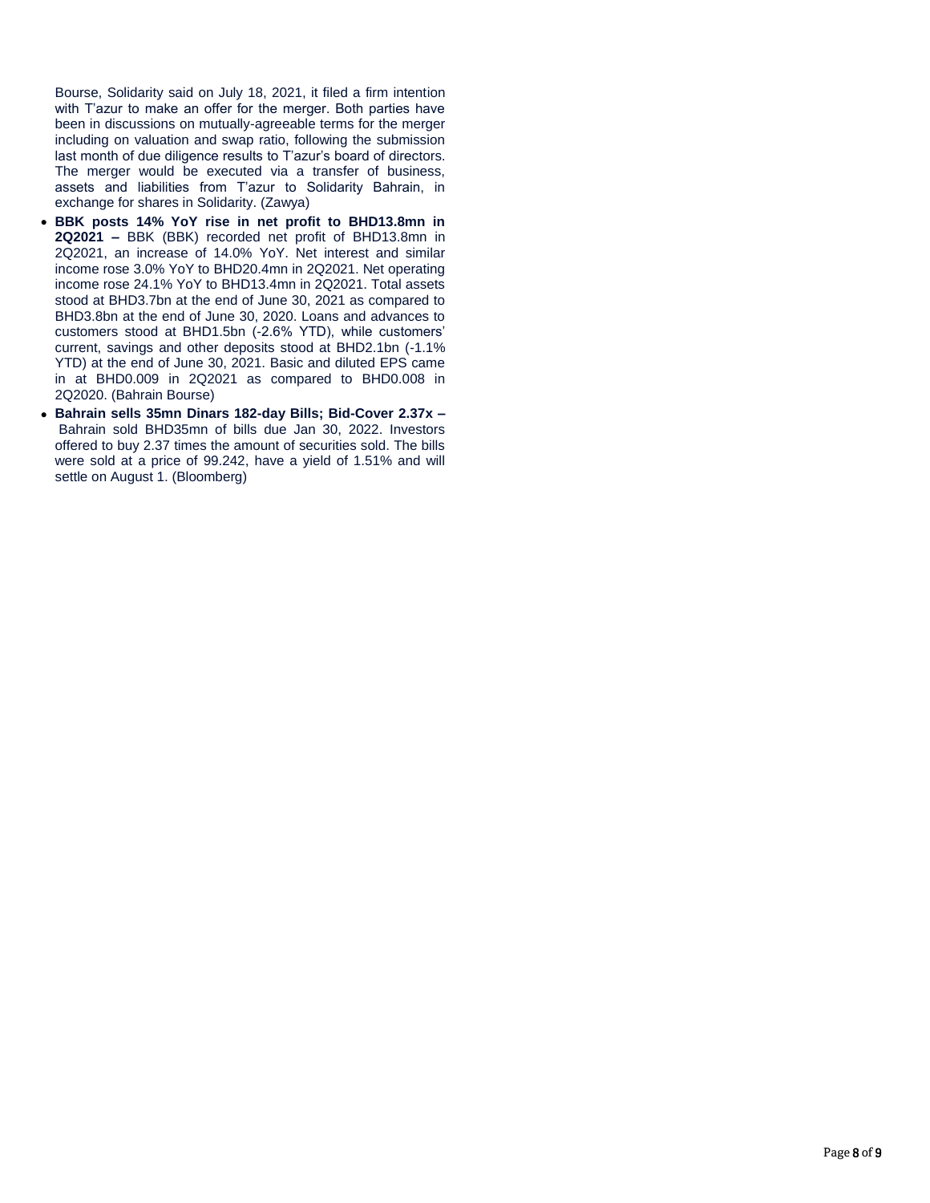Bourse, Solidarity said on July 18, 2021, it filed a firm intention with T'azur to make an offer for the merger. Both parties have been in discussions on mutually-agreeable terms for the merger including on valuation and swap ratio, following the submission last month of due diligence results to T'azur's board of directors. The merger would be executed via a transfer of business, assets and liabilities from T'azur to Solidarity Bahrain, in exchange for shares in Solidarity. (Zawya)

- **BBK posts 14% YoY rise in net profit to BHD13.8mn in 2Q2021 –** BBK (BBK) recorded net profit of BHD13.8mn in 2Q2021, an increase of 14.0% YoY. Net interest and similar income rose 3.0% YoY to BHD20.4mn in 2Q2021. Net operating income rose 24.1% YoY to BHD13.4mn in 2Q2021. Total assets stood at BHD3.7bn at the end of June 30, 2021 as compared to BHD3.8bn at the end of June 30, 2020. Loans and advances to customers stood at BHD1.5bn (-2.6% YTD), while customers' current, savings and other deposits stood at BHD2.1bn (-1.1% YTD) at the end of June 30, 2021. Basic and diluted EPS came in at BHD0.009 in 2Q2021 as compared to BHD0.008 in 2Q2020. (Bahrain Bourse)
- **Bahrain sells 35mn Dinars 182-day Bills; Bid-Cover 2.37x –** Bahrain sold BHD35mn of bills due Jan 30, 2022. Investors offered to buy 2.37 times the amount of securities sold. The bills were sold at a price of 99.242, have a yield of 1.51% and will settle on August 1. (Bloomberg)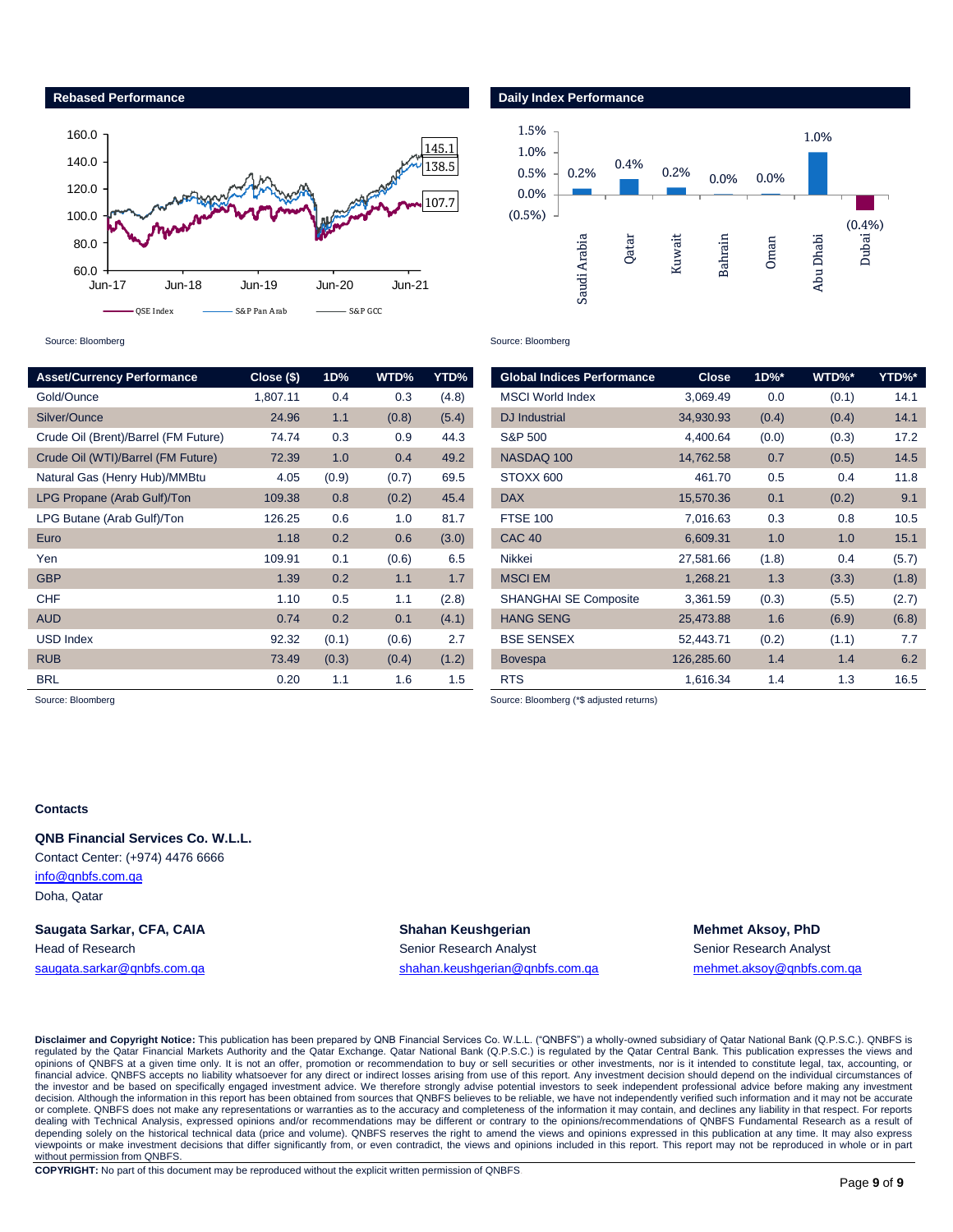**Rebased Performance**

160.0
140.0
120.0
100.0
80.0
60.0
Jun-17 Jun-18 Jun-19 Jun-20 Jun-21
145.1
138.5
107.7
QSE Index — S&P Pan Arab — S&P GCC

Source: Bloomberg

**Daily Index Performance**

1.5%
1.0%
0.5%
0.0%
(0.5%)
0.2% 0.4% 0.2% 0.0% 0.0% 1.0% (0.4%)
Saudi Arabia Qatar Kuwait Bahrain Oman Abu Dhabi Dubai

Source: Bloomberg

| Asset/Currency Performance | Close ($) | 1D% | WTD% | YTD% |
|---|---|---|---|---|
| Gold/Ounce | 1,807.11 | 0.4 | 0.3 | (4.8) |
| Silver/Ounce | 24.96 | 1.1 | (0.8) | (5.4) |
| Crude Oil (Brent)/Barrel (FM Future) | 74.74 | 0.3 | 0.9 | 44.3 |
| Crude Oil (WTI)/Barrel (FM Future) | 72.39 | 1.0 | 0.4 | 49.2 |
| Natural Gas (Henry Hub)/MMBtu | 4.05 | (0.9) | (0.7) | 69.5 |
| LPG Propane (Arab Gulf)/Ton | 109.38 | 0.8 | (0.2) | 45.4 |
| LPG Butane (Arab Gulf)/Ton | 126.25 | 0.6 | 1.0 | 81.7 |
| Euro | 1.18 | 0.2 | 0.6 | (3.0) |
| Yen | 109.91 | 0.1 | (0.6) | 6.5 |
| GBP | 1.39 | 0.2 | 1.1 | 1.7 |
| CHF | 1.10 | 0.5 | 1.1 | (2.8) |
| AUD | 0.74 | 0.2 | 0.1 | (4.1) |
| USD Index | 92.32 | (0.1) | (0.6) | 2.7 |
| RUB | 73.49 | (0.3) | (0.4) | (1.2) |
| BRL | 0.20 | 1.1 | 1.6 | 1.5 |

Source: Bloomberg

| Global Indices Performance | Close | 1D%* | WTD%* | YTD%* |
|---|---|---|---|---|
| MSCI World Index | 3,069.49 | 0.0 | (0.1) | 14.1 |
| DJ Industrial | 34,930.93 | (0.4) | (0.4) | 14.1 |
| S&P 500 | 4,400.64 | (0.0) | (0.3) | 17.2 |
| NASDAQ 100 | 14,762.58 | 0.7 | (0.5) | 14.5 |
| STOXX 600 | 461.70 | 0.5 | 0.4 | 11.8 |
| DAX | 15,570.36 | 0.1 | (0.2) | 9.1 |
| FTSE 100 | 7,016.63 | 0.3 | 0.8 | 10.5 |
| CAC 40 | 6,609.31 | 1.0 | 1.0 | 15.1 |
| Nikkei | 27,581.66 | (1.8) | 0.4 | (5.7) |
| MSCI EM | 1,268.21 | 1.3 | (3.3) | (1.8) |
| SHANGHAI SE Composite | 3,361.59 | (0.3) | (5.5) | (2.7) |
| HANG SENG | 25,473.88 | 1.6 | (6.9) | (6.8) |
| BSE SENSEX | 52,443.71 | (0.2) | (1.1) | 7.7 |
| Bovespa | 126,285.60 | 1.4 | 1.4 | 6.2 |
| RTS | 1,616.34 | 1.4 | 1.3 | 16.5 |

Source: Bloomberg (*$ adjusted returns)

**Contacts**

**QNB Financial Services Co. W.L.L.**
Contact Center: (+974) 4476 6666
info@qnbfs.com.qa
Doha, Qatar

**Saugata Sarkar, CFA, CAIA**
Head of Research
saugata.sarkar@qnbfs.com.qa

**Shahan Keushgerian**
Senior Research Analyst
shahan.keushgerian@qnbfs.com.qa

**Mehmet Aksoy, PhD**
Senior Research Analyst
mehmet.aksoy@qnbfs.com.qa

**Disclaimer and Copyright Notice:** This publication has been prepared by QNB Financial Services Co. W.L.L. ("QNBFS") a wholly-owned subsidiary of Qatar National Bank (Q.P.S.C.). QNBFS is regulated by the Qatar Financial Markets Authority and the Qatar Exchange. Qatar National Bank (Q.P.S.C.) is regulated by the Qatar Central Bank. This publication expresses the views and opinions of QNBFS at a given time only. It is not an offer, promotion or recommendation to buy or sell securities or other investments, nor is it intended to constitute legal, tax, accounting, or financial advice. QNBFS accepts no liability whatsoever for any direct or indirect losses arising from use of this report. Any investment decision should depend on the individual circumstances of the investor and be based on specifically engaged investment advice. We therefore strongly advise potential investors to seek independent professional advice before making any investment decision. Although the information in this report has been obtained from sources that QNBFS believes to be reliable, we have not independently verified such information and it may not be accurate or complete. QNBFS does not make any representations or warranties as to the accuracy and completeness of the information it may contain, and declines any liability in that respect. For reports dealing with Technical Analysis, expressed opinions and/or recommendations may be different or contrary to the opinions/recommendations of QNBFS Fundamental Research as a result of depending solely on the historical technical data (price and volume). QNBFS reserves the right to amend the views and opinions expressed in this publication at any time. It may also express viewpoints or make investment decisions that differ significantly from, or even contradict, the views and opinions included in this report. This report may not be reproduced in whole or in part without permission from QNBFS.

**COPYRIGHT:** No part of this document may be reproduced without the explicit written permission of QNBFS.